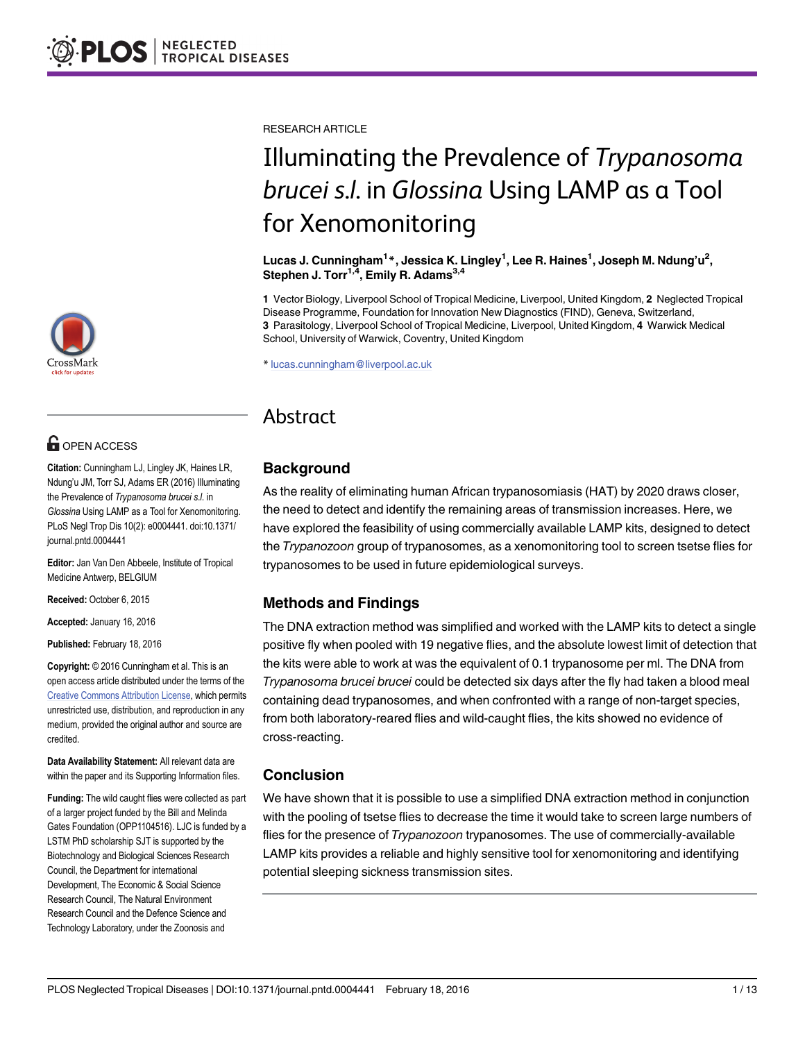RESEARCH ARTICLE

# Illuminating the Prevalence of *Trypanosoma brucei s.l.* in *Glossina* Using LAMP as a Tool for Xenomonitoring

**Lucas J. Cunningham[1]\*, Jessica K. Lingley[1], Lee R. Haines[1], Joseph M. Ndung'u[2], Stephen J. Torr[1,4], Emily R. Adams[3,4]**

**1** Vector Biology, Liverpool School of Tropical Medicine, Liverpool, United Kingdom, **2** Neglected Tropical Disease Programme, Foundation for Innovation New Diagnostics (FIND), Geneva, Switzerland, **3** Parasitology, Liverpool School of Tropical Medicine, Liverpool, United Kingdom, **4** Warwick Medical School, University of Warwick, Coventry, United Kingdom

\* lucas.cunningham@liverpool.ac.uk

OPEN ACCESS

**Citation:** Cunningham LJ, Lingley JK, Haines LR, Ndung'u JM, Torr SJ, Adams ER (2016) Illuminating the Prevalence of *Trypanosoma brucei s.l.* in *Glossina* Using LAMP as a Tool for Xenomonitoring. PLoS Negl Trop Dis 10(2): e0004441. doi:10.1371/journal.pntd.0004441

**Editor:** Jan Van Den Abbeele, Institute of Tropical Medicine Antwerp, BELGIUM

**Received:** October 6, 2015

**Accepted:** January 16, 2016

**Published:** February 18, 2016

**Copyright:** © 2016 Cunningham et al. This is an open access article distributed under the terms of the Creative Commons Attribution License, which permits unrestricted use, distribution, and reproduction in any medium, provided the original author and source are credited.

**Data Availability Statement:** All relevant data are within the paper and its Supporting Information files.

**Funding:** The wild caught flies were collected as part of a larger project funded by the Bill and Melinda Gates Foundation (OPP1104516). LJC is funded by a LSTM PhD scholarship SJT is supported by the Biotechnology and Biological Sciences Research Council, the Department for international Development, The Economic & Social Science Research Council, The Natural Environment Research Council and the Defence Science and Technology Laboratory, under the Zoonosis and

## Abstract

### Background

As the reality of eliminating human African trypanosomiasis (HAT) by 2020 draws closer, the need to detect and identify the remaining areas of transmission increases. Here, we have explored the feasibility of using commercially available LAMP kits, designed to detect the *Trypanozoon* group of trypanosomes, as a xenomonitoring tool to screen tsetse flies for trypanosomes to be used in future epidemiological surveys.

### Methods and Findings

The DNA extraction method was simplified and worked with the LAMP kits to detect a single positive fly when pooled with 19 negative flies, and the absolute lowest limit of detection that the kits were able to work at was the equivalent of 0.1 trypanosome per ml. The DNA from *Trypanosoma brucei brucei* could be detected six days after the fly had taken a blood meal containing dead trypanosomes, and when confronted with a range of non-target species, from both laboratory-reared flies and wild-caught flies, the kits showed no evidence of cross-reacting.

### Conclusion

We have shown that it is possible to use a simplified DNA extraction method in conjunction with the pooling of tsetse flies to decrease the time it would take to screen large numbers of flies for the presence of *Trypanozoon* trypanosomes. The use of commercially-available LAMP kits provides a reliable and highly sensitive tool for xenomonitoring and identifying potential sleeping sickness transmission sites.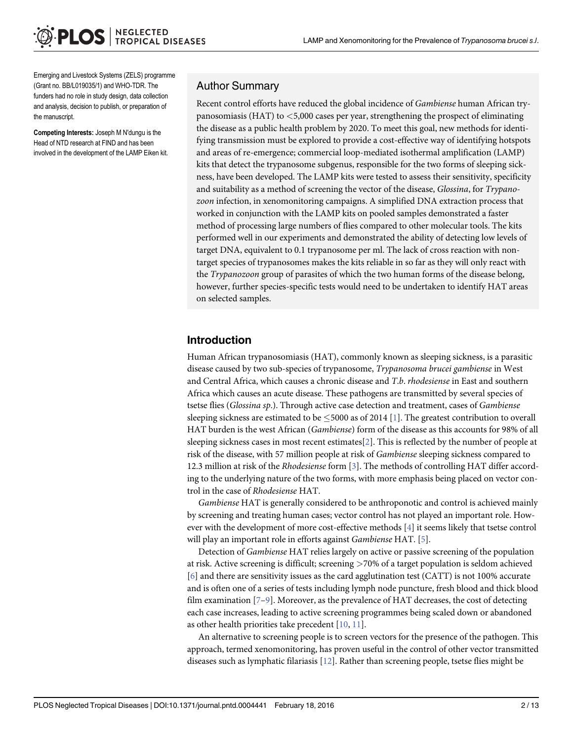Emerging and Livestock Systems (ZELS) programme (Grant no. BB/L019035/1) and WHO-TDR. The funders had no role in study design, data collection and analysis, decision to publish, or preparation of the manuscript.

**Competing Interests:** Joseph M N'dungu is the Head of NTD research at FIND and has been involved in the development of the LAMP Eiken kit.

## Author Summary

Recent control efforts have reduced the global incidence of *Gambiense* human African trypanosomiasis (HAT) to <5,000 cases per year, strengthening the prospect of eliminating the disease as a public health problem by 2020. To meet this goal, new methods for identifying transmission must be explored to provide a cost-effective way of identifying hotspots and areas of re-emergence; commercial loop-mediated isothermal amplification (LAMP) kits that detect the trypanosome subgenus, responsible for the two forms of sleeping sickness, have been developed. The LAMP kits were tested to assess their sensitivity, specificity and suitability as a method of screening the vector of the disease, *Glossina*, for *Trypanozoon* infection, in xenomonitoring campaigns. A simplified DNA extraction process that worked in conjunction with the LAMP kits on pooled samples demonstrated a faster method of processing large numbers of flies compared to other molecular tools. The kits performed well in our experiments and demonstrated the ability of detecting low levels of target DNA, equivalent to 0.1 trypanosome per ml. The lack of cross reaction with non-target species of trypanosomes makes the kits reliable in so far as they will only react with the *Trypanozoon* group of parasites of which the two human forms of the disease belong, however, further species-specific tests would need to be undertaken to identify HAT areas on selected samples.

## Introduction

Human African trypanosomiasis (HAT), commonly known as sleeping sickness, is a parasitic disease caused by two sub-species of trypanosome, *Trypanosoma brucei gambiense* in West and Central Africa, which causes a chronic disease and *T.b. rhodesiense* in East and southern Africa which causes an acute disease. These pathogens are transmitted by several species of tsetse flies (*Glossina sp.*). Through active case detection and treatment, cases of *Gambiense* sleeping sickness are estimated to be ≤5000 as of 2014 [1]. The greatest contribution to overall HAT burden is the west African (*Gambiense*) form of the disease as this accounts for 98% of all sleeping sickness cases in most recent estimates[2]. This is reflected by the number of people at risk of the disease, with 57 million people at risk of *Gambiense* sleeping sickness compared to 12.3 million at risk of the *Rhodesiense* form [3]. The methods of controlling HAT differ according to the underlying nature of the two forms, with more emphasis being placed on vector control in the case of *Rhodesiense* HAT.

*Gambiense* HAT is generally considered to be anthroponotic and control is achieved mainly by screening and treating human cases; vector control has not played an important role. However with the development of more cost-effective methods [4] it seems likely that tsetse control will play an important role in efforts against *Gambiense* HAT. [5].

Detection of *Gambiense* HAT relies largely on active or passive screening of the population at risk. Active screening is difficult; screening >70% of a target population is seldom achieved [6] and there are sensitivity issues as the card agglutination test (CATT) is not 100% accurate and is often one of a series of tests including lymph node puncture, fresh blood and thick blood film examination [7–9]. Moreover, as the prevalence of HAT decreases, the cost of detecting each case increases, leading to active screening programmes being scaled down or abandoned as other health priorities take precedent [10, 11].

An alternative to screening people is to screen vectors for the presence of the pathogen. This approach, termed xenomonitoring, has proven useful in the control of other vector transmitted diseases such as lymphatic filariasis [12]. Rather than screening people, tsetse flies might be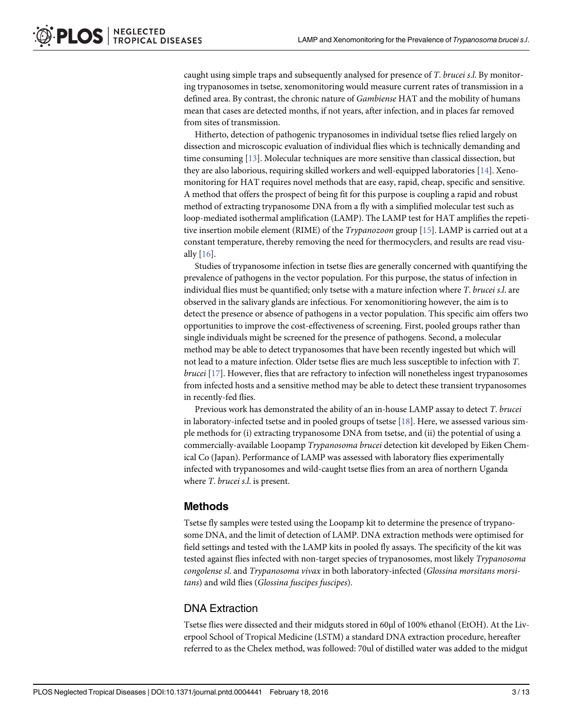caught using simple traps and subsequently analysed for presence of *T*. *brucei s*.*l*. By monitoring trypanosomes in tsetse, xenomonitoring would measure current rates of transmission in a defined area. By contrast, the chronic nature of *Gambiense* HAT and the mobility of humans mean that cases are detected months, if not years, after infection, and in places far removed from sites of transmission.

Hitherto, detection of pathogenic trypanosomes in individual tsetse flies relied largely on dissection and microscopic evaluation of individual flies which is technically demanding and time consuming [13]. Molecular techniques are more sensitive than classical dissection, but they are also laborious, requiring skilled workers and well-equipped laboratories [14]. Xenomonitoring for HAT requires novel methods that are easy, rapid, cheap, specific and sensitive. A method that offers the prospect of being fit for this purpose is coupling a rapid and robust method of extracting trypanosome DNA from a fly with a simplified molecular test such as loop-mediated isothermal amplification (LAMP). The LAMP test for HAT amplifies the repetitive insertion mobile element (RIME) of the *Trypanozoon* group [15]. LAMP is carried out at a constant temperature, thereby removing the need for thermocyclers, and results are read visually [16].

Studies of trypanosome infection in tsetse flies are generally concerned with quantifying the prevalence of pathogens in the vector population. For this purpose, the status of infection in individual flies must be quantified; only tsetse with a mature infection where *T*. *brucei s*.*l*. are observed in the salivary glands are infectious. For xenomonitioring however, the aim is to detect the presence or absence of pathogens in a vector population. This specific aim offers two opportunities to improve the cost-effectiveness of screening. First, pooled groups rather than single individuals might be screened for the presence of pathogens. Second, a molecular method may be able to detect trypanosomes that have been recently ingested but which will not lead to a mature infection. Older tsetse flies are much less susceptible to infection with *T*. *brucei* [17]. However, flies that are refractory to infection will nonetheless ingest trypanosomes from infected hosts and a sensitive method may be able to detect these transient trypanosomes in recently-fed flies.

Previous work has demonstrated the ability of an in-house LAMP assay to detect *T*. *brucei* in laboratory-infected tsetse and in pooled groups of tsetse [18]. Here, we assessed various simple methods for (i) extracting trypanosome DNA from tsetse, and (ii) the potential of using a commercially-available Loopamp *Trypanosoma brucei* detection kit developed by Eiken Chemical Co (Japan). Performance of LAMP was assessed with laboratory flies experimentally infected with trypanosomes and wild-caught tsetse flies from an area of northern Uganda where *T*. *brucei s*.*l*. is present.

## Methods

Tsetse fly samples were tested using the Loopamp kit to determine the presence of trypanosome DNA, and the limit of detection of LAMP. DNA extraction methods were optimised for field settings and tested with the LAMP kits in pooled fly assays. The specificity of the kit was tested against flies infected with non-target species of trypanosomes, most likely *Trypanosoma congolense sl*. and *Trypanosoma vivax* in both laboratory-infected (*Glossina morsitans morsitans*) and wild flies (*Glossina fuscipes fuscipes*).

### DNA Extraction

Tsetse flies were dissected and their midguts stored in 60μl of 100% ethanol (EtOH). At the Liverpool School of Tropical Medicine (LSTM) a standard DNA extraction procedure, hereafter referred to as the Chelex method, was followed: 70ul of distilled water was added to the midgut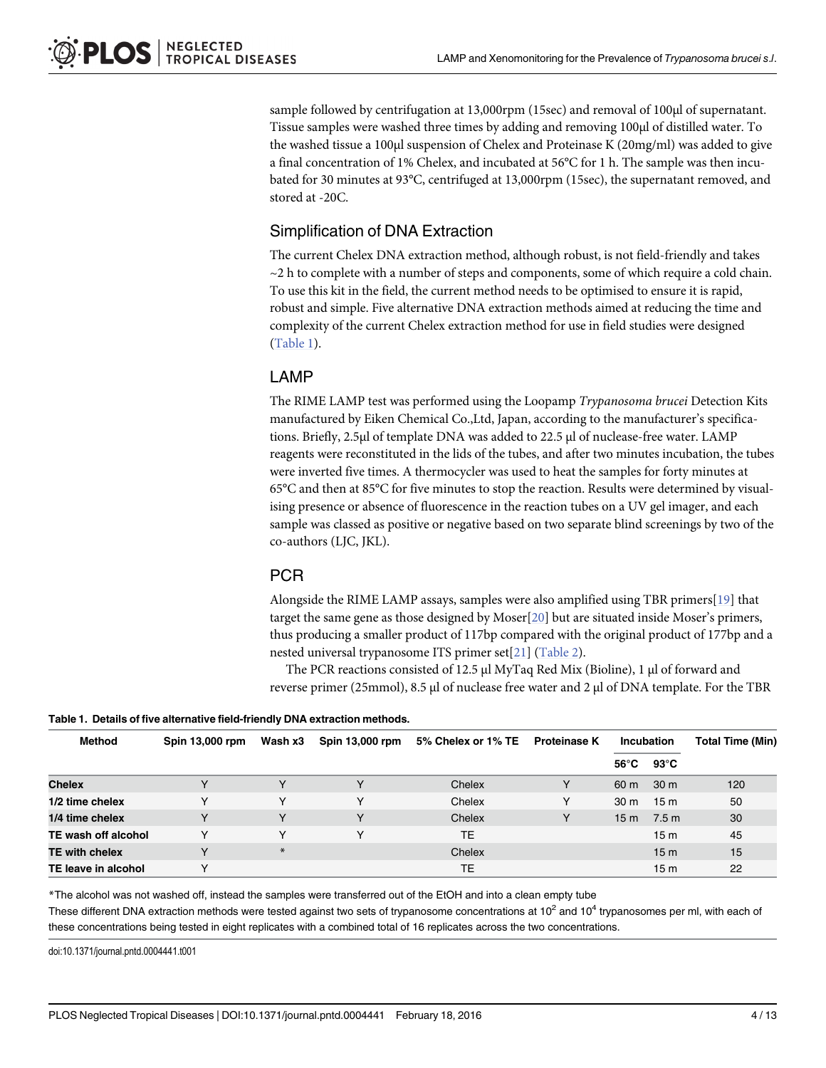sample followed by centrifugation at 13,000rpm (15sec) and removal of 100μl of supernatant. Tissue samples were washed three times by adding and removing 100μl of distilled water. To the washed tissue a 100μl suspension of Chelex and Proteinase K (20mg/ml) was added to give a final concentration of 1% Chelex, and incubated at 56°C for 1 h. The sample was then incubated for 30 minutes at 93°C, centrifuged at 13,000rpm (15sec), the supernatant removed, and stored at -20C.

## Simplification of DNA Extraction

The current Chelex DNA extraction method, although robust, is not field-friendly and takes ~2 h to complete with a number of steps and components, some of which require a cold chain. To use this kit in the field, the current method needs to be optimised to ensure it is rapid, robust and simple. Five alternative DNA extraction methods aimed at reducing the time and complexity of the current Chelex extraction method for use in field studies were designed (Table 1).

## LAMP

The RIME LAMP test was performed using the Loopamp *Trypanosoma brucei* Detection Kits manufactured by Eiken Chemical Co.,Ltd, Japan, according to the manufacturer's specifications. Briefly, 2.5μl of template DNA was added to 22.5 μl of nuclease-free water. LAMP reagents were reconstituted in the lids of the tubes, and after two minutes incubation, the tubes were inverted five times. A thermocycler was used to heat the samples for forty minutes at 65°C and then at 85°C for five minutes to stop the reaction. Results were determined by visualising presence or absence of fluorescence in the reaction tubes on a UV gel imager, and each sample was classed as positive or negative based on two separate blind screenings by two of the co-authors (LJC, JKL).

## PCR

Alongside the RIME LAMP assays, samples were also amplified using TBR primers[19] that target the same gene as those designed by Moser[20] but are situated inside Moser's primers, thus producing a smaller product of 117bp compared with the original product of 177bp and a nested universal trypanosome ITS primer set[21] (Table 2).

The PCR reactions consisted of 12.5 μl MyTaq Red Mix (Bioline), 1 μl of forward and reverse primer (25mmol), 8.5 μl of nuclease free water and 2 μl of DNA template. For the TBR

**Table 1. Details of five alternative field-friendly DNA extraction methods.**

| Method | Spin 13,000 rpm | Wash x3 | Spin 13,000 rpm | 5% Chelex or 1% TE | Proteinase K | Incubation | | Total Time (Min) |
|---|---|---|---|---|---|---|---|---|
| | | | | | | 56°C | 93°C | |
| **Chelex** | Y | Y | Y | Chelex | Y | 60 m | 30 m | 120 |
| **1/2 time chelex** | Y | Y | Y | Chelex | Y | 30 m | 15 m | 50 |
| **1/4 time chelex** | Y | Y | Y | Chelex | Y | 15 m | 7.5 m | 30 |
| **TE wash off alcohol** | Y | Y | Y | TE | | | 15 m | 45 |
| **TE with chelex** | Y | * | | Chelex | | | 15 m | 15 |
| **TE leave in alcohol** | Y | | | TE | | | 15 m | 22 |

*The alcohol was not washed off, instead the samples were transferred out of the EtOH and into a clean empty tube

These different DNA extraction methods were tested against two sets of trypanosome concentrations at $10^2$ and $10^4$ trypanosomes per ml, with each of these concentrations being tested in eight replicates with a combined total of 16 replicates across the two concentrations.

doi:10.1371/journal.pntd.0004441.t001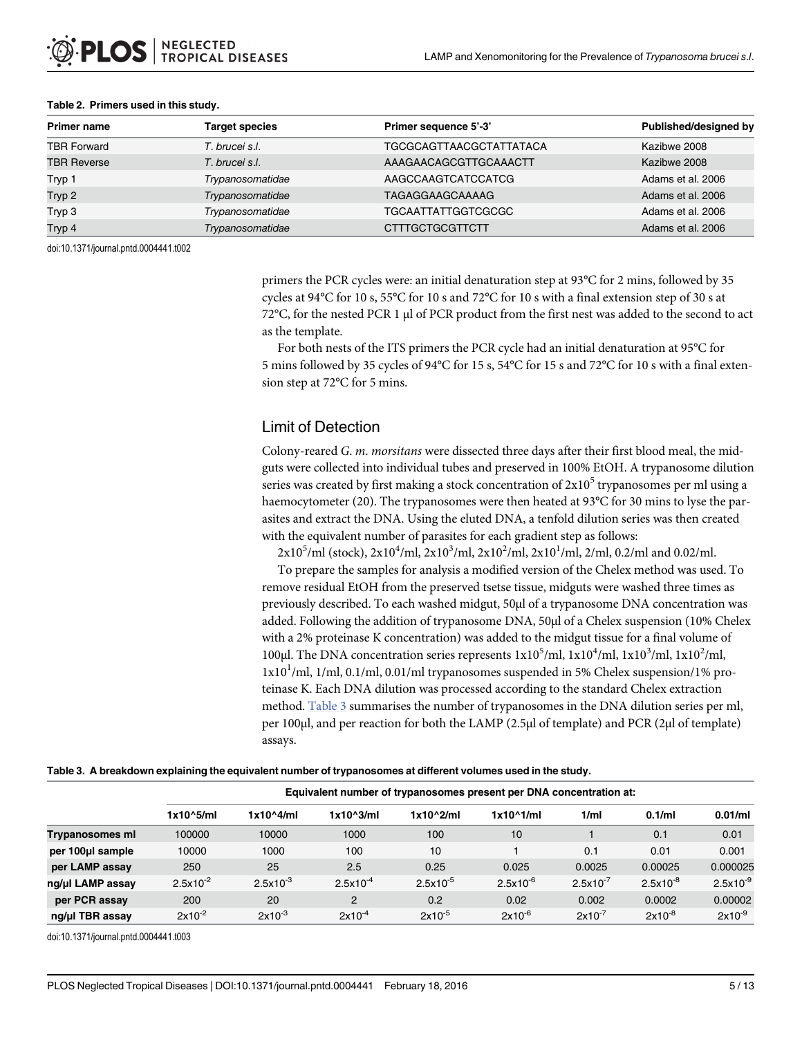**Table 2. Primers used in this study.**

| Primer name | Target species | Primer sequence 5'-3' | Published/designed by |
|---|---|---|---|
| TBR Forward | *T. brucei s.l.* | TGCGCAGTTAACGCTATTATACA | Kazibwe 2008 |
| TBR Reverse | *T. brucei s.l.* | AAAGAACAGCGTTGCAAACTT | Kazibwe 2008 |
| Tryp 1 | *Trypanosomatidae* | AAGCCAAGTCATCCATCG | Adams et al. 2006 |
| Tryp 2 | *Trypanosomatidae* | TAGAGGAAGCAAAAG | Adams et al. 2006 |
| Tryp 3 | *Trypanosomatidae* | TGCAATTATTGGTCGCGC | Adams et al. 2006 |
| Tryp 4 | *Trypanosomatidae* | CTTTGCTGCGTTCTT | Adams et al. 2006 |

doi:10.1371/journal.pntd.0004441.t002

primers the PCR cycles were: an initial denaturation step at 93°C for 2 mins, followed by 35 cycles at 94°C for 10 s, 55°C for 10 s and 72°C for 10 s with a final extension step of 30 s at 72°C, for the nested PCR 1 μl of PCR product from the first nest was added to the second to act as the template.

For both nests of the ITS primers the PCR cycle had an initial denaturation at 95°C for 5 mins followed by 35 cycles of 94°C for 15 s, 54°C for 15 s and 72°C for 10 s with a final extension step at 72°C for 5 mins.

## Limit of Detection

Colony-reared *G. m. morsitans* were dissected three days after their first blood meal, the midguts were collected into individual tubes and preserved in 100% EtOH. A trypanosome dilution series was created by first making a stock concentration of $2x10^5$ trypanosomes per ml using a haemocytometer (20). The trypanosomes were then heated at 93°C for 30 mins to lyse the parasites and extract the DNA. Using the eluted DNA, a tenfold dilution series was then created with the equivalent number of parasites for each gradient step as follows:

$2x10^5$/ml (stock), $2x10^4$/ml, $2x10^3$/ml, $2x10^2$/ml, $2x10^1$/ml, 2/ml, 0.2/ml and 0.02/ml.

To prepare the samples for analysis a modified version of the Chelex method was used. To remove residual EtOH from the preserved tsetse tissue, midguts were washed three times as previously described. To each washed midgut, 50μl of a trypanosome DNA concentration was added. Following the addition of trypanosome DNA, 50μl of a Chelex suspension (10% Chelex with a 2% proteinase K concentration) was added to the midgut tissue for a final volume of 100μl. The DNA concentration series represents $1x10^5$/ml, $1x10^4$/ml, $1x10^3$/ml, $1x10^2$/ml, $1x10^1$/ml, 1/ml, 0.1/ml, 0.01/ml trypanosomes suspended in 5% Chelex suspension/1% proteinase K. Each DNA dilution was processed according to the standard Chelex extraction method. Table 3 summarises the number of trypanosomes in the DNA dilution series per ml, per 100μl, and per reaction for both the LAMP (2.5μl of template) and PCR (2μl of template) assays.

**Table 3. A breakdown explaining the equivalent number of trypanosomes at different volumes used in the study.**

| | Equivalent number of trypanosomes present per DNA concentration at: | | | | | | | |
|---|---|---|---|---|---|---|---|---|
| | 1x10^5/ml | 1x10^4/ml | 1x10^3/ml | 1x10^2/ml | 1x10^1/ml | 1/ml | 0.1/ml | 0.01/ml |
| **Trypanosomes ml** | 100000 | 10000 | 1000 | 100 | 10 | 1 | 0.1 | 0.01 |
| **per 100μl sample** | 10000 | 1000 | 100 | 10 | 1 | 0.1 | 0.01 | 0.001 |
| **per LAMP assay** | 250 | 25 | 2.5 | 0.25 | 0.025 | 0.0025 | 0.00025 | 0.000025 |
| **ng/μl LAMP assay** | $2.5x10^{-2}$ | $2.5x10^{-3}$ | $2.5x10^{-4}$ | $2.5x10^{-5}$ | $2.5x10^{-6}$ | $2.5x10^{-7}$ | $2.5x10^{-8}$ | $2.5x10^{-9}$ |
| **per PCR assay** | 200 | 20 | 2 | 0.2 | 0.02 | 0.002 | 0.0002 | 0.00002 |
| **ng/μl TBR assay** | $2x10^{-2}$ | $2x10^{-3}$ | $2x10^{-4}$ | $2x10^{-5}$ | $2x10^{-6}$ | $2x10^{-7}$ | $2x10^{-8}$ | $2x10^{-9}$ |

doi:10.1371/journal.pntd.0004441.t003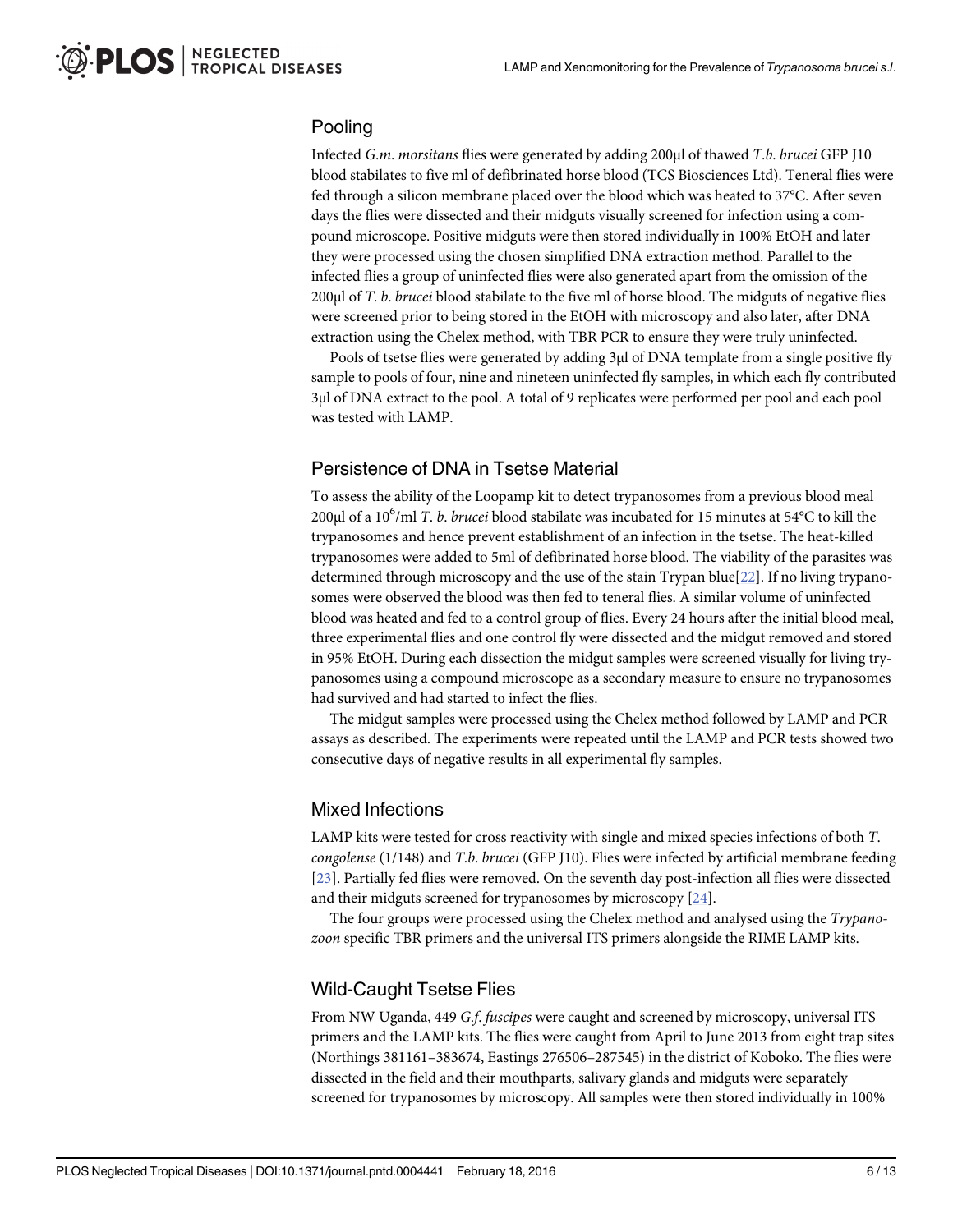## Pooling

Infected *G.m. morsitans* flies were generated by adding 200μl of thawed *T.b. brucei* GFP J10 blood stabilates to five ml of defibrinated horse blood (TCS Biosciences Ltd). Teneral flies were fed through a silicon membrane placed over the blood which was heated to 37°C. After seven days the flies were dissected and their midguts visually screened for infection using a compound microscope. Positive midguts were then stored individually in 100% EtOH and later they were processed using the chosen simplified DNA extraction method. Parallel to the infected flies a group of uninfected flies were also generated apart from the omission of the 200μl of *T. b. brucei* blood stabilate to the five ml of horse blood. The midguts of negative flies were screened prior to being stored in the EtOH with microscopy and also later, after DNA extraction using the Chelex method, with TBR PCR to ensure they were truly uninfected.

Pools of tsetse flies were generated by adding 3μl of DNA template from a single positive fly sample to pools of four, nine and nineteen uninfected fly samples, in which each fly contributed 3μl of DNA extract to the pool. A total of 9 replicates were performed per pool and each pool was tested with LAMP.

## Persistence of DNA in Tsetse Material

To assess the ability of the Loopamp kit to detect trypanosomes from a previous blood meal 200μl of a $10^6$/ml *T. b. brucei* blood stabilate was incubated for 15 minutes at 54°C to kill the trypanosomes and hence prevent establishment of an infection in the tsetse. The heat-killed trypanosomes were added to 5ml of defibrinated horse blood. The viability of the parasites was determined through microscopy and the use of the stain Trypan blue[22]. If no living trypanosomes were observed the blood was then fed to teneral flies. A similar volume of uninfected blood was heated and fed to a control group of flies. Every 24 hours after the initial blood meal, three experimental flies and one control fly were dissected and the midgut removed and stored in 95% EtOH. During each dissection the midgut samples were screened visually for living trypanosomes using a compound microscope as a secondary measure to ensure no trypanosomes had survived and had started to infect the flies.

The midgut samples were processed using the Chelex method followed by LAMP and PCR assays as described. The experiments were repeated until the LAMP and PCR tests showed two consecutive days of negative results in all experimental fly samples.

## Mixed Infections

LAMP kits were tested for cross reactivity with single and mixed species infections of both *T. congolense* (1/148) and *T.b. brucei* (GFP J10). Flies were infected by artificial membrane feeding [23]. Partially fed flies were removed. On the seventh day post-infection all flies were dissected and their midguts screened for trypanosomes by microscopy [24].

The four groups were processed using the Chelex method and analysed using the *Trypanozoon* specific TBR primers and the universal ITS primers alongside the RIME LAMP kits.

## Wild-Caught Tsetse Flies

From NW Uganda, 449 *G.f. fuscipes* were caught and screened by microscopy, universal ITS primers and the LAMP kits. The flies were caught from April to June 2013 from eight trap sites (Northings 381161–383674, Eastings 276506–287545) in the district of Koboko. The flies were dissected in the field and their mouthparts, salivary glands and midguts were separately screened for trypanosomes by microscopy. All samples were then stored individually in 100%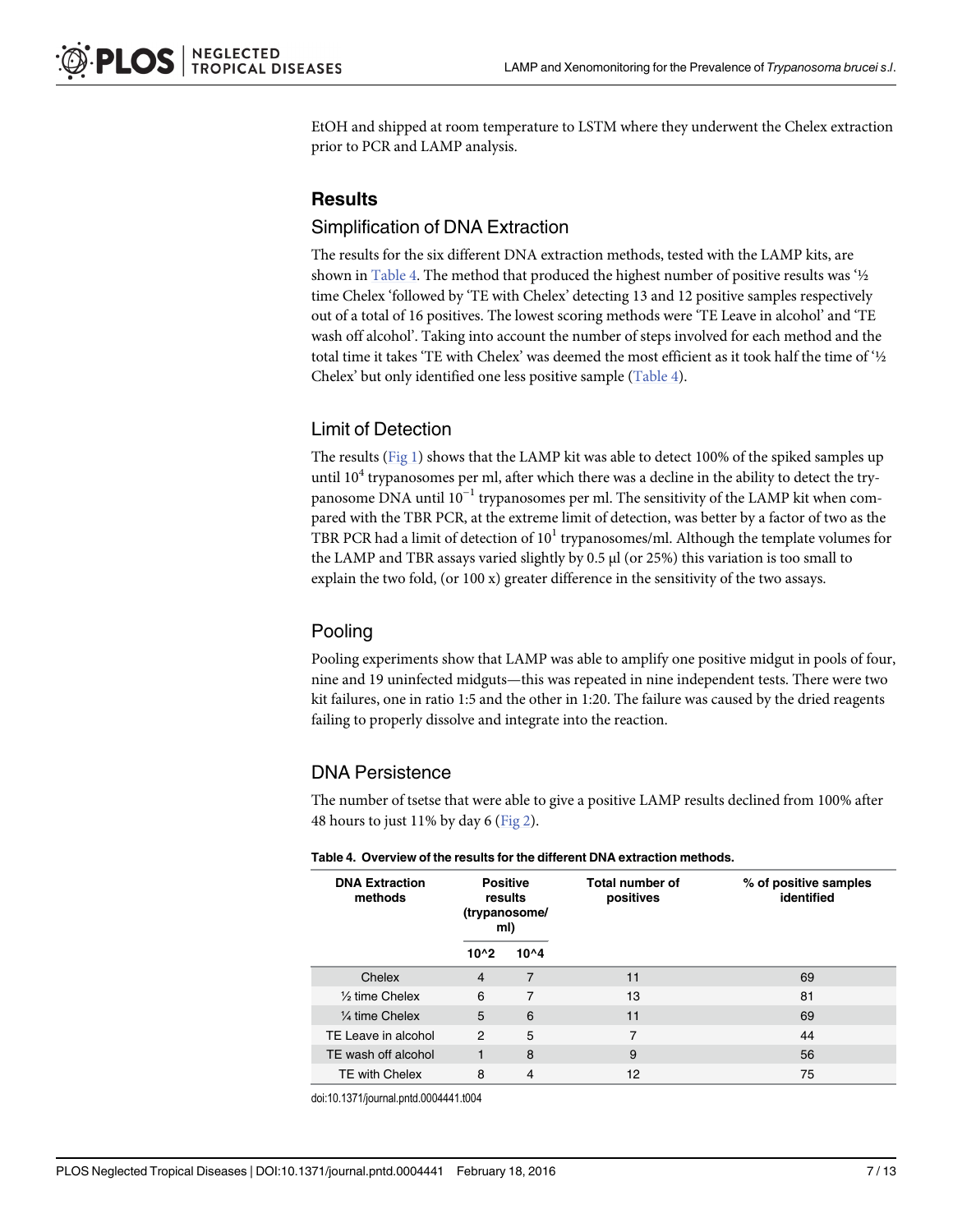EtOH and shipped at room temperature to LSTM where they underwent the Chelex extraction prior to PCR and LAMP analysis.

## Results

### Simplification of DNA Extraction

The results for the six different DNA extraction methods, tested with the LAMP kits, are shown in Table 4. The method that produced the highest number of positive results was '½ time Chelex 'followed by 'TE with Chelex' detecting 13 and 12 positive samples respectively out of a total of 16 positives. The lowest scoring methods were 'TE Leave in alcohol' and 'TE wash off alcohol'. Taking into account the number of steps involved for each method and the total time it takes 'TE with Chelex' was deemed the most efficient as it took half the time of '½ Chelex' but only identified one less positive sample (Table 4).

### Limit of Detection

The results (Fig 1) shows that the LAMP kit was able to detect 100% of the spiked samples up until $10^4$ trypanosomes per ml, after which there was a decline in the ability to detect the trypanosome DNA until $10^{-1}$ trypanosomes per ml. The sensitivity of the LAMP kit when compared with the TBR PCR, at the extreme limit of detection, was better by a factor of two as the TBR PCR had a limit of detection of $10^1$ trypanosomes/ml. Although the template volumes for the LAMP and TBR assays varied slightly by 0.5 μl (or 25%) this variation is too small to explain the two fold, (or 100 x) greater difference in the sensitivity of the two assays.

### Pooling

Pooling experiments show that LAMP was able to amplify one positive midgut in pools of four, nine and 19 uninfected midguts—this was repeated in nine independent tests. There were two kit failures, one in ratio 1:5 and the other in 1:20. The failure was caused by the dried reagents failing to properly dissolve and integrate into the reaction.

### DNA Persistence

The number of tsetse that were able to give a positive LAMP results declined from 100% after 48 hours to just 11% by day 6 (Fig 2).

**Table 4. Overview of the results for the different DNA extraction methods.**

| DNA Extraction methods | Positive results (trypanosome/ml) | | Total number of positives | % of positive samples identified |
|---|---|---|---|---|
| | 10^2 | 10^4 | | |
| Chelex | 4 | 7 | 11 | 69 |
| ½ time Chelex | 6 | 7 | 13 | 81 |
| ¼ time Chelex | 5 | 6 | 11 | 69 |
| TE Leave in alcohol | 2 | 5 | 7 | 44 |
| TE wash off alcohol | 1 | 8 | 9 | 56 |
| TE with Chelex | 8 | 4 | 12 | 75 |

doi:10.1371/journal.pntd.0004441.t004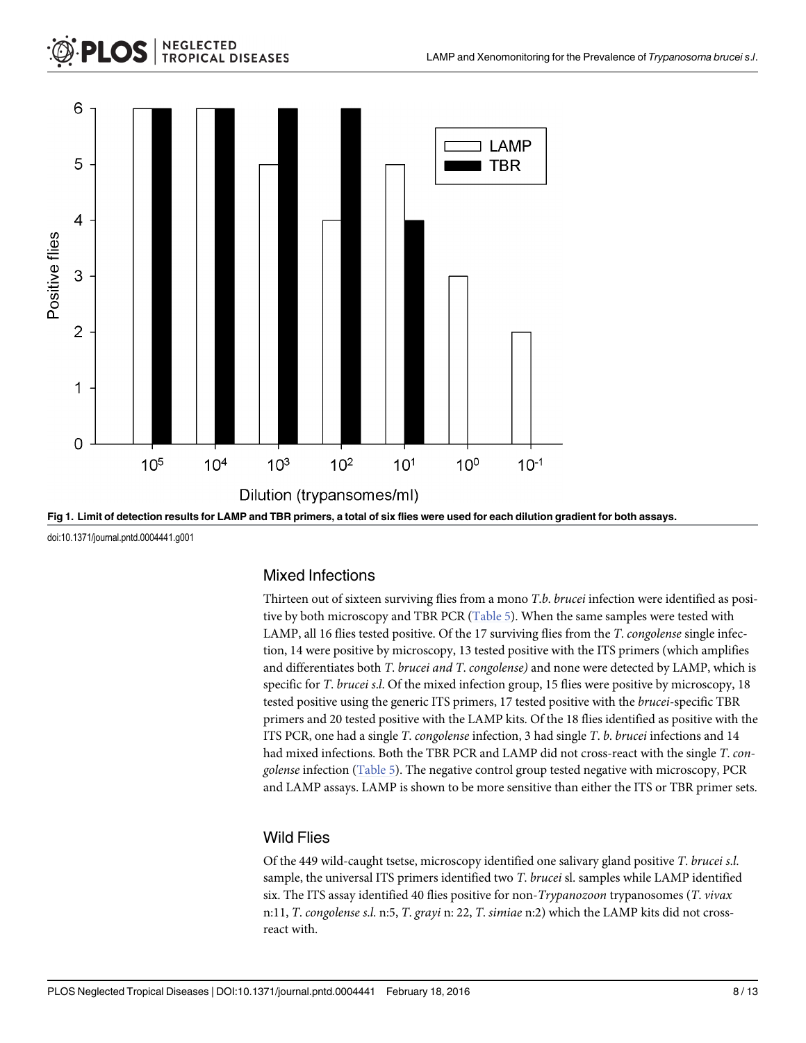Fig 1. Limit of detection results for LAMP and TBR primers, a total of six flies were used for each dilution gradient for both assays.

doi:10.1371/journal.pntd.0004441.g001

## Mixed Infections

Thirteen out of sixteen surviving flies from a mono *T.b. brucei* infection were identified as positive by both microscopy and TBR PCR (Table 5). When the same samples were tested with LAMP, all 16 flies tested positive. Of the 17 surviving flies from the *T. congolense* single infection, 14 were positive by microscopy, 13 tested positive with the ITS primers (which amplifies and differentiates both *T. brucei and T. congolense)* and none were detected by LAMP, which is specific for *T. brucei s.l.* Of the mixed infection group, 15 flies were positive by microscopy, 18 tested positive using the generic ITS primers, 17 tested positive with the *brucei*-specific TBR primers and 20 tested positive with the LAMP kits. Of the 18 flies identified as positive with the ITS PCR, one had a single *T. congolense* infection, 3 had single *T. b. brucei* infections and 14 had mixed infections. Both the TBR PCR and LAMP did not cross-react with the single *T. congolense* infection (Table 5). The negative control group tested negative with microscopy, PCR and LAMP assays. LAMP is shown to be more sensitive than either the ITS or TBR primer sets.

## Wild Flies

Of the 449 wild-caught tsetse, microscopy identified one salivary gland positive *T. brucei s.l.* sample, the universal ITS primers identified two *T. brucei* sl. samples while LAMP identified six. The ITS assay identified 40 flies positive for non-*Trypanozoon* trypanosomes (*T. vivax* n:11, *T. congolense s.l.* n:5, *T. grayi* n: 22, *T. simiae* n:2) which the LAMP kits did not cross-react with.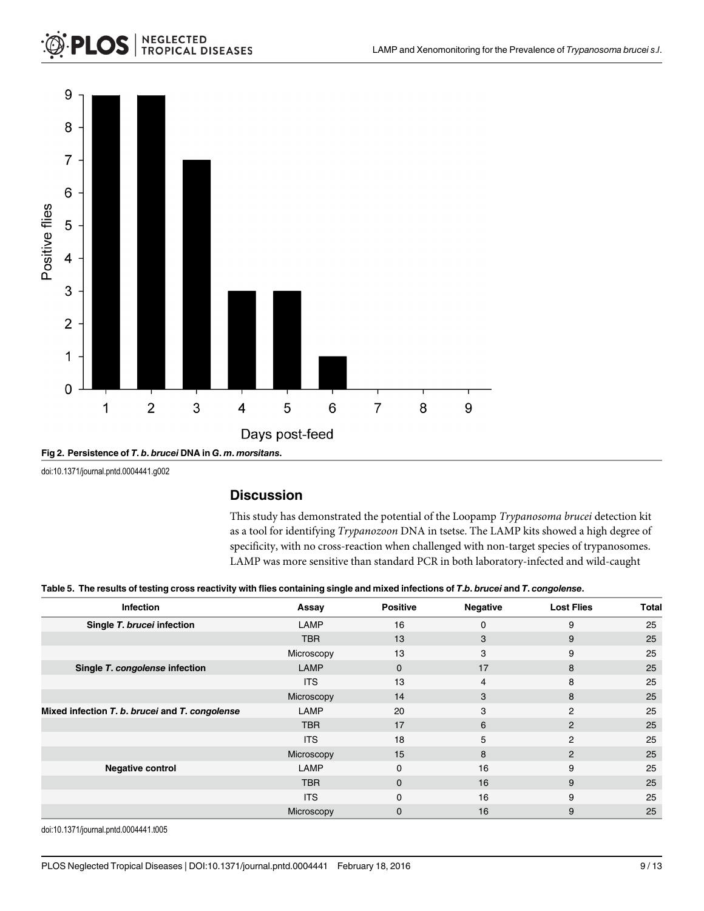Fig 2. Persistence of *T*. *b*. *brucei* DNA in *G*. *m*. *morsitans*.

doi:10.1371/journal.pntd.0004441.g002

## Discussion

This study has demonstrated the potential of the Loopamp *Trypanosoma brucei* detection kit as a tool for identifying *Trypanozoon* DNA in tsetse. The LAMP kits showed a high degree of specificity, with no cross-reaction when challenged with non-target species of trypanosomes. LAMP was more sensitive than standard PCR in both laboratory-infected and wild-caught

**Table 5. The results of testing cross reactivity with flies containing single and mixed infections of *T.b. brucei* and *T. congolense*.**

| Infection | Assay | Positive | Negative | Lost Flies | Total |
|---|---|---|---|---|---|
| **Single *T. brucei* infection** | LAMP | 16 | 0 | 9 | 25 |
| | TBR | 13 | 3 | 9 | 25 |
| | Microscopy | 13 | 3 | 9 | 25 |
| **Single *T. congolense* infection** | LAMP | 0 | 17 | 8 | 25 |
| | ITS | 13 | 4 | 8 | 25 |
| | Microscopy | 14 | 3 | 8 | 25 |
| **Mixed infection *T. b. brucei* and *T. congolense*** | LAMP | 20 | 3 | 2 | 25 |
| | TBR | 17 | 6 | 2 | 25 |
| | ITS | 18 | 5 | 2 | 25 |
| | Microscopy | 15 | 8 | 2 | 25 |
| **Negative control** | LAMP | 0 | 16 | 9 | 25 |
| | TBR | 0 | 16 | 9 | 25 |
| | ITS | 0 | 16 | 9 | 25 |
| | Microscopy | 0 | 16 | 9 | 25 |

doi:10.1371/journal.pntd.0004441.t005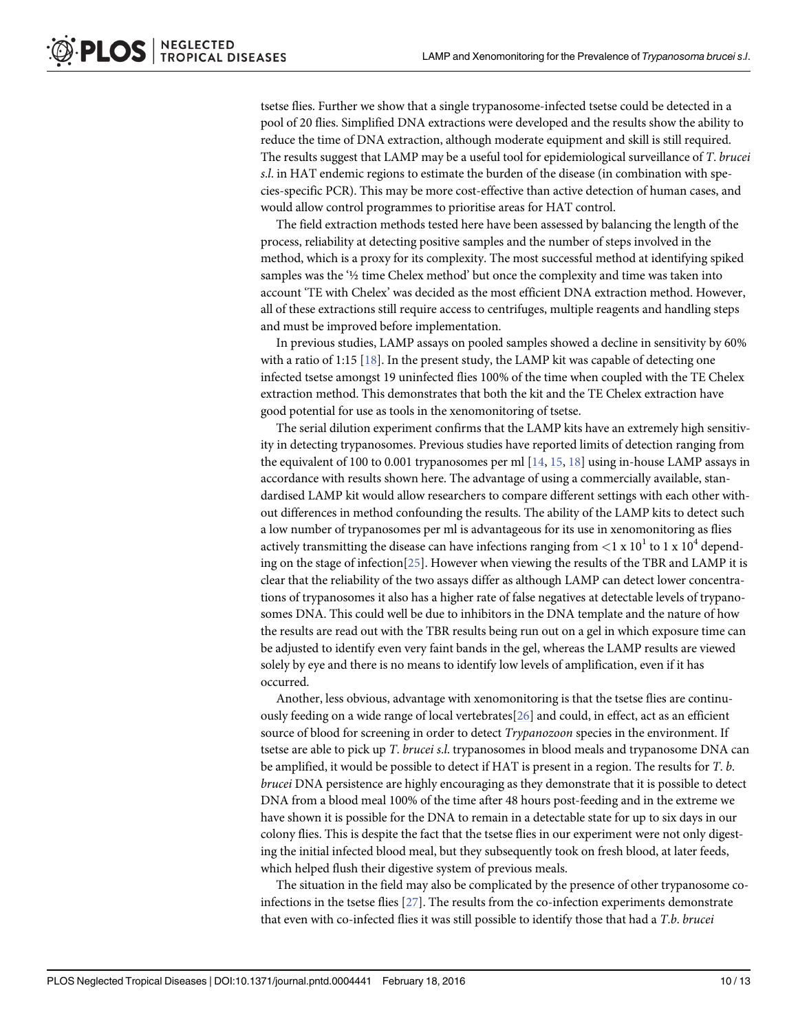tsetse flies. Further we show that a single trypanosome-infected tsetse could be detected in a pool of 20 flies. Simplified DNA extractions were developed and the results show the ability to reduce the time of DNA extraction, although moderate equipment and skill is still required. The results suggest that LAMP may be a useful tool for epidemiological surveillance of *T. brucei s.l.* in HAT endemic regions to estimate the burden of the disease (in combination with species-specific PCR). This may be more cost-effective than active detection of human cases, and would allow control programmes to prioritise areas for HAT control.

The field extraction methods tested here have been assessed by balancing the length of the process, reliability at detecting positive samples and the number of steps involved in the method, which is a proxy for its complexity. The most successful method at identifying spiked samples was the '½ time Chelex method' but once the complexity and time was taken into account 'TE with Chelex' was decided as the most efficient DNA extraction method. However, all of these extractions still require access to centrifuges, multiple reagents and handling steps and must be improved before implementation.

In previous studies, LAMP assays on pooled samples showed a decline in sensitivity by 60% with a ratio of 1:15 [18]. In the present study, the LAMP kit was capable of detecting one infected tsetse amongst 19 uninfected flies 100% of the time when coupled with the TE Chelex extraction method. This demonstrates that both the kit and the TE Chelex extraction have good potential for use as tools in the xenomonitoring of tsetse.

The serial dilution experiment confirms that the LAMP kits have an extremely high sensitivity in detecting trypanosomes. Previous studies have reported limits of detection ranging from the equivalent of 100 to 0.001 trypanosomes per ml [14, 15, 18] using in-house LAMP assays in accordance with results shown here. The advantage of using a commercially available, standardised LAMP kit would allow researchers to compare different settings with each other without differences in method confounding the results. The ability of the LAMP kits to detect such a low number of trypanosomes per ml is advantageous for its use in xenomonitoring as flies actively transmitting the disease can have infections ranging from $<1 \times 10^1$ to $1 \times 10^4$ depending on the stage of infection[25]. However when viewing the results of the TBR and LAMP it is clear that the reliability of the two assays differ as although LAMP can detect lower concentrations of trypanosomes it also has a higher rate of false negatives at detectable levels of trypanosomes DNA. This could well be due to inhibitors in the DNA template and the nature of how the results are read out with the TBR results being run out on a gel in which exposure time can be adjusted to identify even very faint bands in the gel, whereas the LAMP results are viewed solely by eye and there is no means to identify low levels of amplification, even if it has occurred.

Another, less obvious, advantage with xenomonitoring is that the tsetse flies are continuously feeding on a wide range of local vertebrates[26] and could, in effect, act as an efficient source of blood for screening in order to detect *Trypanozoon* species in the environment. If tsetse are able to pick up *T. brucei s.l.* trypanosomes in blood meals and trypanosome DNA can be amplified, it would be possible to detect if HAT is present in a region. The results for *T. b. brucei* DNA persistence are highly encouraging as they demonstrate that it is possible to detect DNA from a blood meal 100% of the time after 48 hours post-feeding and in the extreme we have shown it is possible for the DNA to remain in a detectable state for up to six days in our colony flies. This is despite the fact that the tsetse flies in our experiment were not only digesting the initial infected blood meal, but they subsequently took on fresh blood, at later feeds, which helped flush their digestive system of previous meals.

The situation in the field may also be complicated by the presence of other trypanosome co-infections in the tsetse flies [27]. The results from the co-infection experiments demonstrate that even with co-infected flies it was still possible to identify those that had a *T.b. brucei*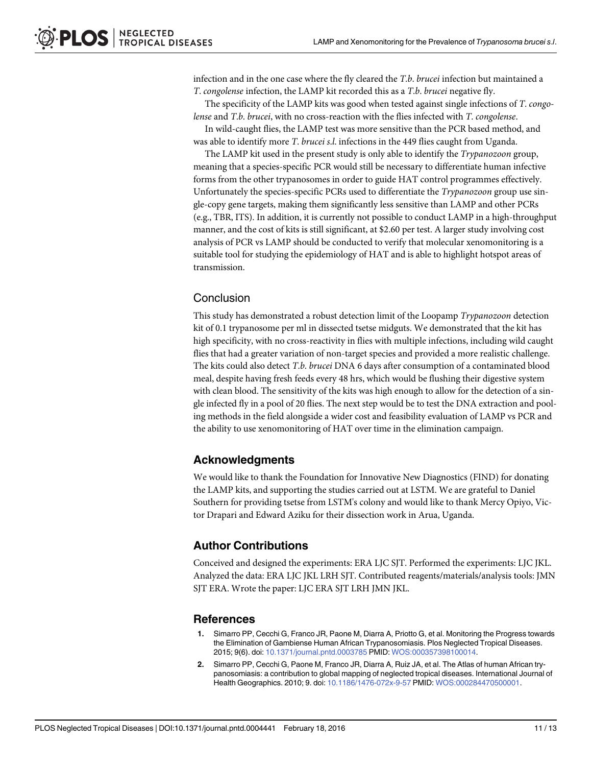infection and in the one case where the fly cleared the *T.b. brucei* infection but maintained a *T. congolense* infection, the LAMP kit recorded this as a *T.b. brucei* negative fly.

The specificity of the LAMP kits was good when tested against single infections of *T. congolense* and *T.b. brucei*, with no cross-reaction with the flies infected with *T. congolense*.

In wild-caught flies, the LAMP test was more sensitive than the PCR based method, and was able to identify more *T. brucei s.l.* infections in the 449 flies caught from Uganda.

The LAMP kit used in the present study is only able to identify the *Trypanozoon* group, meaning that a species-specific PCR would still be necessary to differentiate human infective forms from the other trypanosomes in order to guide HAT control programmes effectively. Unfortunately the species-specific PCRs used to differentiate the *Trypanozoon* group use single-copy gene targets, making them significantly less sensitive than LAMP and other PCRs (e.g., TBR, ITS). In addition, it is currently not possible to conduct LAMP in a high-throughput manner, and the cost of kits is still significant, at $2.60 per test. A larger study involving cost analysis of PCR vs LAMP should be conducted to verify that molecular xenomonitoring is a suitable tool for studying the epidemiology of HAT and is able to highlight hotspot areas of transmission.

## Conclusion

This study has demonstrated a robust detection limit of the Loopamp *Trypanozoon* detection kit of 0.1 trypanosome per ml in dissected tsetse midguts. We demonstrated that the kit has high specificity, with no cross-reactivity in flies with multiple infections, including wild caught flies that had a greater variation of non-target species and provided a more realistic challenge. The kits could also detect *T.b. brucei* DNA 6 days after consumption of a contaminated blood meal, despite having fresh feeds every 48 hrs, which would be flushing their digestive system with clean blood. The sensitivity of the kits was high enough to allow for the detection of a single infected fly in a pool of 20 flies. The next step would be to test the DNA extraction and pooling methods in the field alongside a wider cost and feasibility evaluation of LAMP vs PCR and the ability to use xenomonitoring of HAT over time in the elimination campaign.

## Acknowledgments

We would like to thank the Foundation for Innovative New Diagnostics (FIND) for donating the LAMP kits, and supporting the studies carried out at LSTM. We are grateful to Daniel Southern for providing tsetse from LSTM's colony and would like to thank Mercy Opiyo, Victor Drapari and Edward Aziku for their dissection work in Arua, Uganda.

## Author Contributions

Conceived and designed the experiments: ERA LJC SJT. Performed the experiments: LJC JKL. Analyzed the data: ERA LJC JKL LRH SJT. Contributed reagents/materials/analysis tools: JMN SJT ERA. Wrote the paper: LJC ERA SJT LRH JMN JKL.

## References

1. Simarro PP, Cecchi G, Franco JR, Paone M, Diarra A, Priotto G, et al. Monitoring the Progress towards the Elimination of Gambiense Human African Trypanosomiasis. Plos Neglected Tropical Diseases. 2015; 9(6). doi: 10.1371/journal.pntd.0003785 PMID: WOS:000357398100014.
2. Simarro PP, Cecchi G, Paone M, Franco JR, Diarra A, Ruiz JA, et al. The Atlas of human African trypanosomiasis: a contribution to global mapping of neglected tropical diseases. International Journal of Health Geographics. 2010; 9. doi: 10.1186/1476-072x-9-57 PMID: WOS:000284470500001.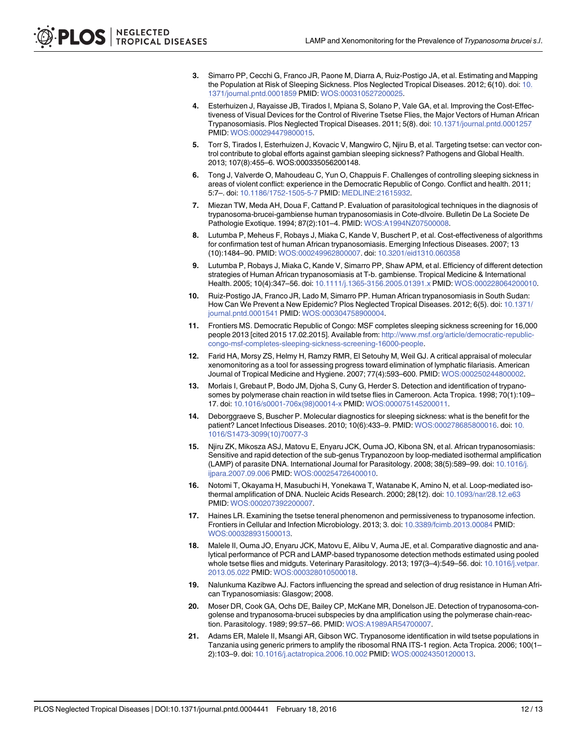3. Simarro PP, Cecchi G, Franco JR, Paone M, Diarra A, Ruiz-Postigo JA, et al. Estimating and Mapping the Population at Risk of Sleeping Sickness. Plos Neglected Tropical Diseases. 2012; 6(10). doi: 10.1371/journal.pntd.0001859 PMID: WOS:000310527200025.
4. Esterhuizen J, Rayaisse JB, Tirados I, Mpiana S, Solano P, Vale GA, et al. Improving the Cost-Effectiveness of Visual Devices for the Control of Riverine Tsetse Flies, the Major Vectors of Human African Trypanosomiasis. Plos Neglected Tropical Diseases. 2011; 5(8). doi: 10.1371/journal.pntd.0001257 PMID: WOS:000294479800015.
5. Torr S, Tirados I, Esterhuizen J, Kovacic V, Mangwiro C, Njiru B, et al. Targeting tsetse: can vector control contribute to global efforts against gambian sleeping sickness? Pathogens and Global Health. 2013; 107(8):455–6. WOS:000335056200148.
6. Tong J, Valverde O, Mahoudeau C, Yun O, Chappuis F. Challenges of controlling sleeping sickness in areas of violent conflict: experience in the Democratic Republic of Congo. Conflict and health. 2011; 5:7–. doi: 10.1186/1752-1505-5-7 PMID: MEDLINE:21615932.
7. Miezan TW, Meda AH, Doua F, Cattand P. Evaluation of parasitological techniques in the diagnosis of trypanosoma-brucei-gambiense human trypanosomiasis in Cote-dIvoire. Bulletin De La Societe De Pathologie Exotique. 1994; 87(2):101–4. PMID: WOS:A1994NZ07500008.
8. Lutumba P, Meheus F, Robays J, Miaka C, Kande V, Buschert P, et al. Cost-effectiveness of algorithms for confirmation test of human African trypanosomiasis. Emerging Infectious Diseases. 2007; 13 (10):1484–90. PMID: WOS:000249962800007. doi: 10.3201/eid1310.060358
9. Lutumba P, Robays J, Miaka C, Kande V, Simarro PP, Shaw APM, et al. Efficiency of different detection strategies of Human African trypanosomiasis at T-b. gambiense. Tropical Medicine & International Health. 2005; 10(4):347–56. doi: 10.1111/j.1365-3156.2005.01391.x PMID: WOS:000228064200010.
10. Ruiz-Postigo JA, Franco JR, Lado M, Simarro PP. Human African trypanosomiasis in South Sudan: How Can We Prevent a New Epidemic? Plos Neglected Tropical Diseases. 2012; 6(5). doi: 10.1371/journal.pntd.0001541 PMID: WOS:000304758900004.
11. Frontiers MS. Democratic Republic of Congo: MSF completes sleeping sickness screening for 16,000 people 2013 [cited 2015 17.02.2015]. Available from: http://www.msf.org/article/democratic-republic-congo-msf-completes-sleeping-sickness-screening-16000-people.
12. Farid HA, Morsy ZS, Helmy H, Ramzy RMR, El Setouhy M, Weil GJ. A critical appraisal of molecular xenomonitoring as a tool for assessing progress toward elimination of lymphatic filariasis. American Journal of Tropical Medicine and Hygiene. 2007; 77(4):593–600. PMID: WOS:000250244800002.
13. Morlais I, Grebaut P, Bodo JM, Djoha S, Cuny G, Herder S. Detection and identification of trypanosomes by polymerase chain reaction in wild tsetse flies in Cameroon. Acta Tropica. 1998; 70(1):109–17. doi: 10.1016/s0001-706x(98)00014-x PMID: WOS:000075145200011.
14. Deborggraeve S, Buscher P. Molecular diagnostics for sleeping sickness: what is the benefit for the patient? Lancet Infectious Diseases. 2010; 10(6):433–9. PMID: WOS:000278685800016. doi: 10.1016/S1473-3099(10)70077-3
15. Njiru ZK, Mikosza ASJ, Matovu E, Enyaru JCK, Ouma JO, Kibona SN, et al. African trypanosomiasis: Sensitive and rapid detection of the sub-genus Trypanozoon by loop-mediated isothermal amplification (LAMP) of parasite DNA. International Journal for Parasitology. 2008; 38(5):589–99. doi: 10.1016/j.ijpara.2007.09.006 PMID: WOS:000254726400010.
16. Notomi T, Okayama H, Masubuchi H, Yonekawa T, Watanabe K, Amino N, et al. Loop-mediated isothermal amplification of DNA. Nucleic Acids Research. 2000; 28(12). doi: 10.1093/nar/28.12.e63 PMID: WOS:000207392200007.
17. Haines LR. Examining the tsetse teneral phenomenon and permissiveness to trypanosome infection. Frontiers in Cellular and Infection Microbiology. 2013; 3. doi: 10.3389/fcimb.2013.00084 PMID: WOS:000328931500013.
18. Malele II, Ouma JO, Enyaru JCK, Matovu E, Alibu V, Auma JE, et al. Comparative diagnostic and analytical performance of PCR and LAMP-based trypanosome detection methods estimated using pooled whole tsetse flies and midguts. Veterinary Parasitology. 2013; 197(3–4):549–56. doi: 10.1016/j.vetpar.2013.05.022 PMID: WOS:000328010500018.
19. Nalunkuma Kazibwe AJ. Factors influencing the spread and selection of drug resistance in Human African Trypanosomiasis: Glasgow; 2008.
20. Moser DR, Cook GA, Ochs DE, Bailey CP, McKane MR, Donelson JE. Detection of trypanosoma-congolense and trypanosoma-brucei subspecies by dna amplification using the polymerase chain-reaction. Parasitology. 1989; 99:57–66. PMID: WOS:A1989AR54700007.
21. Adams ER, Malele II, Msangi AR, Gibson WC. Trypanosome identification in wild tsetse populations in Tanzania using generic primers to amplify the ribosomal RNA ITS-1 region. Acta Tropica. 2006; 100(1–2):103–9. doi: 10.1016/j.actatropica.2006.10.002 PMID: WOS:000243501200013.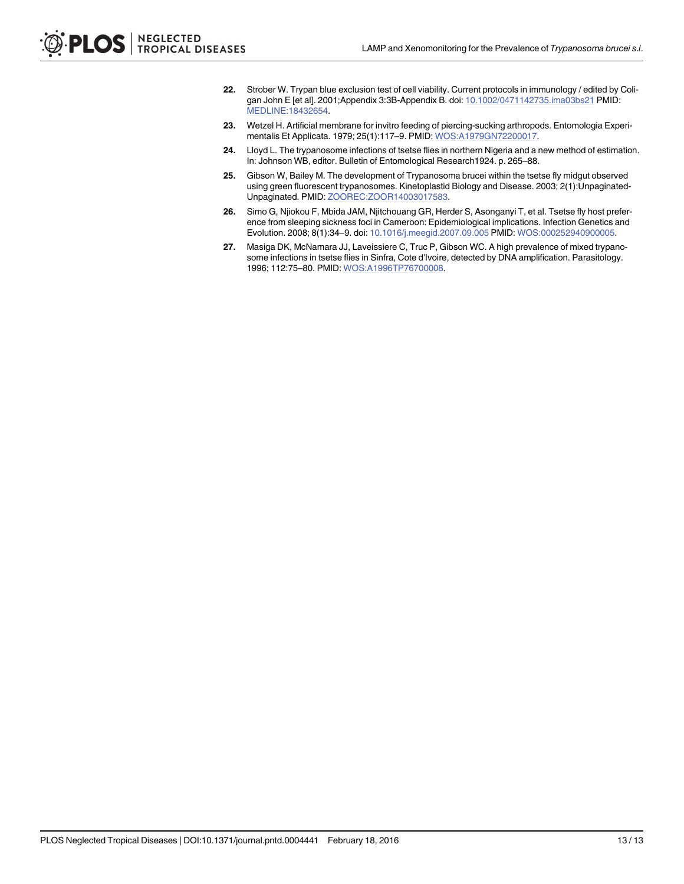22. Strober W. Trypan blue exclusion test of cell viability. Current protocols in immunology / edited by Coligan John E [et al]. 2001;Appendix 3:3B-Appendix B. doi: 10.1002/0471142735.ima03bs21 PMID: MEDLINE:18432654.

23. Wetzel H. Artificial membrane for invitro feeding of piercing-sucking arthropods. Entomologia Experimentalis Et Applicata. 1979; 25(1):117–9. PMID: WOS:A1979GN72200017.

24. Lloyd L. The trypanosome infections of tsetse flies in northern Nigeria and a new method of estimation. In: Johnson WB, editor. Bulletin of Entomological Research1924. p. 265–88.

25. Gibson W, Bailey M. The development of Trypanosoma brucei within the tsetse fly midgut observed using green fluorescent trypanosomes. Kinetoplastid Biology and Disease. 2003; 2(1):Unpaginated-Unpaginated. PMID: ZOOREC:ZOOR14003017583.

26. Simo G, Njiokou F, Mbida JAM, Njitchouang GR, Herder S, Asonganyi T, et al. Tsetse fly host preference from sleeping sickness foci in Cameroon: Epidemiological implications. Infection Genetics and Evolution. 2008; 8(1):34–9. doi: 10.1016/j.meegid.2007.09.005 PMID: WOS:000252940900005.

27. Masiga DK, McNamara JJ, Laveissiere C, Truc P, Gibson WC. A high prevalence of mixed trypanosome infections in tsetse flies in Sinfra, Cote d'Ivoire, detected by DNA amplification. Parasitology. 1996; 112:75–80. PMID: WOS:A1996TP76700008.